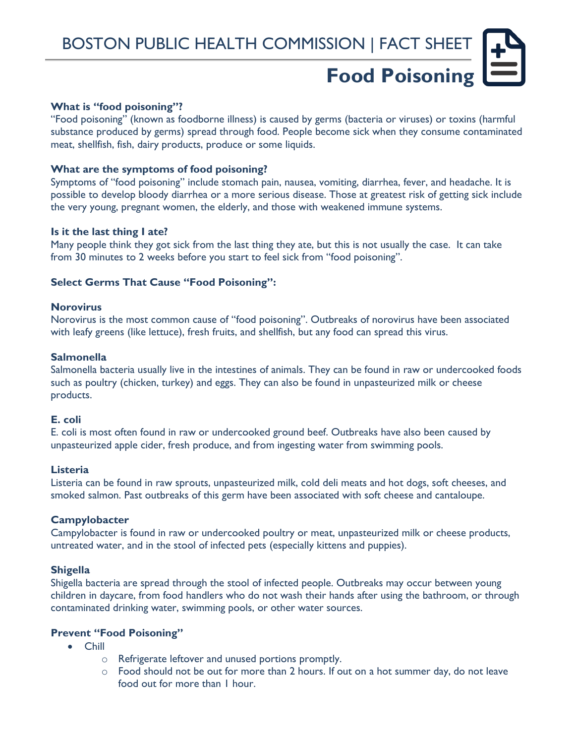BOSTON PUBLIC HEALTH COMMISSION | FACT SHEET

# Food Poisoning

**What is "food poisoning"?**

"Food poisoning" (known as foodborne illness) is caused by germs (bacteria or viruses) or toxins (harmful substance produced by germs) spread through food. People become sick when they consume contaminated meat, shellfish, fish, dairy products, produce or some liquids.

**What are the symptoms of food poisoning?**

Symptoms of "food poisoning" include stomach pain, nausea, vomiting, diarrhea, fever, and headache. It is possible to develop bloody diarrhea or a more serious disease. Those at greatest risk of getting sick include the very young, pregnant women, the elderly, and those with weakened immune systems.

**Is it the last thing I ate?**

Many people think they got sick from the last thing they ate, but this is not usually the case. It can take from 30 minutes to 2 weeks before you start to feel sick from "food poisoning".

**Select Germs That Cause "Food Poisoning":**

**Norovirus**

Norovirus is the most common cause of "food poisoning". Outbreaks of norovirus have been associated with leafy greens (like lettuce), fresh fruits, and shellfish, but any food can spread this virus.

**Salmonella**

Salmonella bacteria usually live in the intestines of animals. They can be found in raw or undercooked foods such as poultry (chicken, turkey) and eggs. They can also be found in unpasteurized milk or cheese products.

**E. coli**

E. coli is most often found in raw or undercooked ground beef. Outbreaks have also been caused by unpasteurized apple cider, fresh produce, and from ingesting water from swimming pools.

**Listeria**

Listeria can be found in raw sprouts, unpasteurized milk, cold deli meats and hot dogs, soft cheeses, and smoked salmon. Past outbreaks of this germ have been associated with soft cheese and cantaloupe.

**Campylobacter**

Campylobacter is found in raw or undercooked poultry or meat, unpasteurized milk or cheese products, untreated water, and in the stool of infected pets (especially kittens and puppies).

**Shigella**

Shigella bacteria are spread through the stool of infected people. Outbreaks may occur between young children in daycare, from food handlers who do not wash their hands after using the bathroom, or through contaminated drinking water, swimming pools, or other water sources.

**Prevent "Food Poisoning"**

- Chill
  - Refrigerate leftover and unused portions promptly.
  - Food should not be out for more than 2 hours. If out on a hot summer day, do not leave food out for more than 1 hour.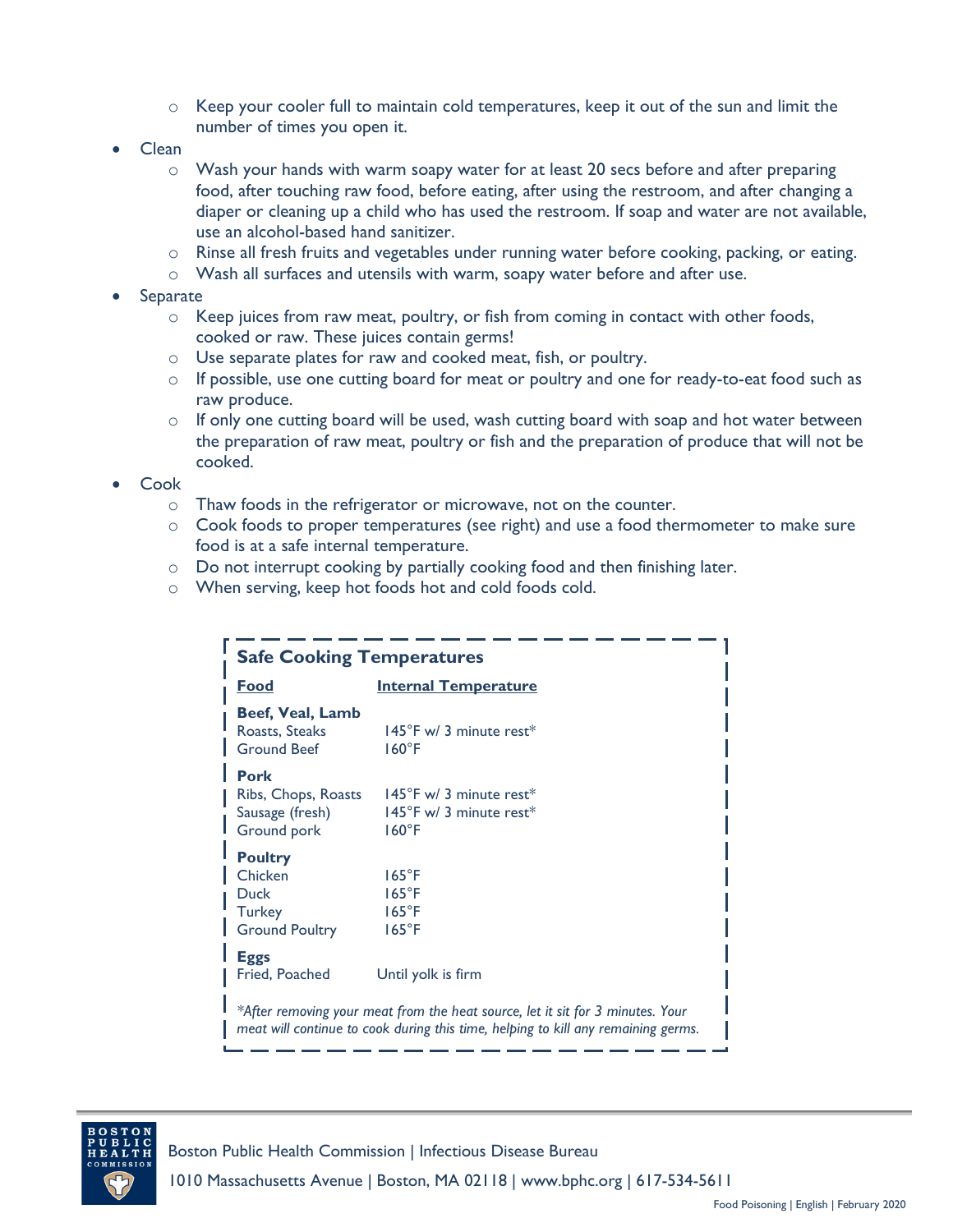- Keep your cooler full to maintain cold temperatures, keep it out of the sun and limit the number of times you open it.
- Clean
    - Wash your hands with warm soapy water for at least 20 secs before and after preparing food, after touching raw food, before eating, after using the restroom, and after changing a diaper or cleaning up a child who has used the restroom. If soap and water are not available, use an alcohol-based hand sanitizer.
    - Rinse all fresh fruits and vegetables under running water before cooking, packing, or eating.
    - Wash all surfaces and utensils with warm, soapy water before and after use.
- Separate
    - Keep juices from raw meat, poultry, or fish from coming in contact with other foods, cooked or raw. These juices contain germs!
    - Use separate plates for raw and cooked meat, fish, or poultry.
    - If possible, use one cutting board for meat or poultry and one for ready-to-eat food such as raw produce.
    - If only one cutting board will be used, wash cutting board with soap and hot water between the preparation of raw meat, poultry or fish and the preparation of produce that will not be cooked.
- Cook
    - Thaw foods in the refrigerator or microwave, not on the counter.
    - Cook foods to proper temperatures (see right) and use a food thermometer to make sure food is at a safe internal temperature.
    - Do not interrupt cooking by partially cooking food and then finishing later.
    - When serving, keep hot foods hot and cold foods cold.

### Safe Cooking Temperatures

| Food | Internal Temperature |
|---|---|
| **Beef, Veal, Lamb** | |
| Roasts, Steaks | 145°F w/ 3 minute rest* |
| Ground Beef | 160°F |
| **Pork** | |
| Ribs, Chops, Roasts | 145°F w/ 3 minute rest* |
| Sausage (fresh) | 145°F w/ 3 minute rest* |
| Ground pork | 160°F |
| **Poultry** | |
| Chicken | 165°F |
| Duck | 165°F |
| Turkey | 165°F |
| Ground Poultry | 165°F |
| **Eggs** | |
| Fried, Poached | Until yolk is firm |

*\*After removing your meat from the heat source, let it sit for 3 minutes. Your meat will continue to cook during this time, helping to kill any remaining germs.*

Boston Public Health Commission | Infectious Disease Bureau

1010 Massachusetts Avenue | Boston, MA 02118 | www.bphc.org | 617-534-5611